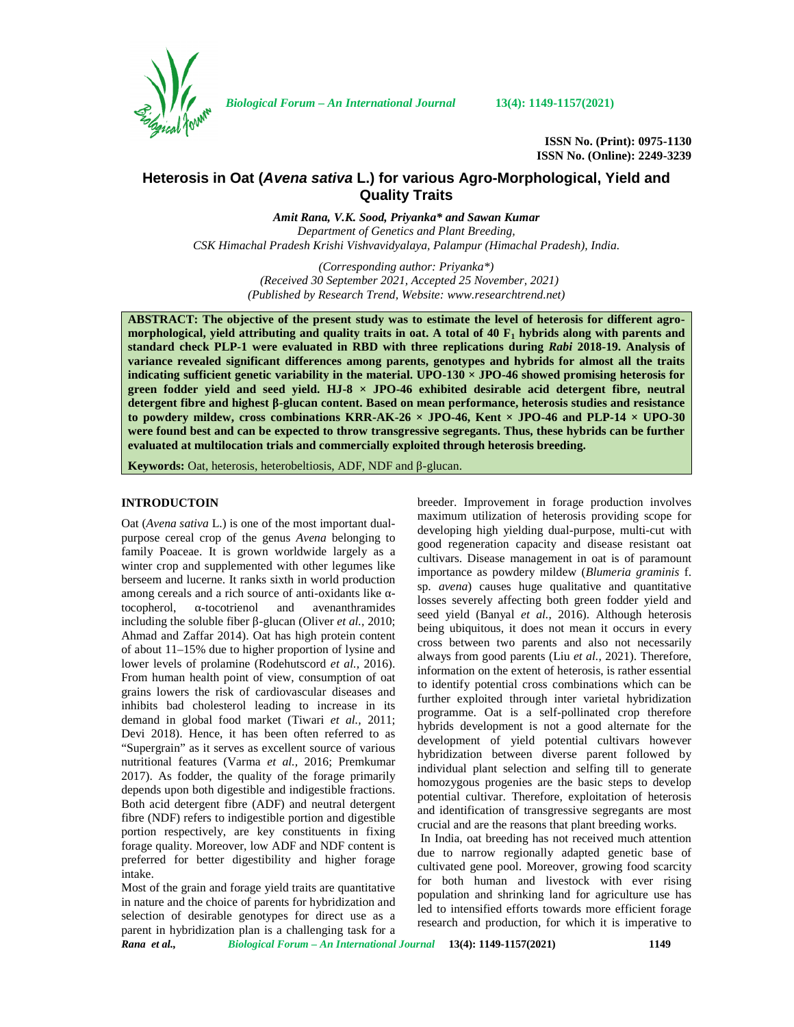ISSN No. (Print): 0975-1130
ISSN No. (Online): 2249-3239

# Heterosis in Oat (*Avena sativa* L.) for various Agro-Morphological, Yield and Quality Traits

*Amit Rana, V.K. Sood, Priyanka\* and Sawan Kumar*
*Department of Genetics and Plant Breeding,*
*CSK Himachal Pradesh Krishi Vishvavidyalaya, Palampur (Himachal Pradesh), India.*

*(Corresponding author: Priyanka\*)*
*(Received 30 September 2021, Accepted 25 November, 2021)*
*(Published by Research Trend, Website: www.researchtrend.net)*

**ABSTRACT: The objective of the present study was to estimate the level of heterosis for different agro-morphological, yield attributing and quality traits in oat. A total of 40 $F_1$ hybrids along with parents and standard check PLP-1 were evaluated in RBD with three replications during *Rabi* 2018-19. Analysis of variance revealed significant differences among parents, genotypes and hybrids for almost all the traits indicating sufficient genetic variability in the material. UPO-130 × JPO-46 showed promising heterosis for green fodder yield and seed yield. HJ-8 × JPO-46 exhibited desirable acid detergent fibre, neutral detergent fibre and highest β-glucan content. Based on mean performance, heterosis studies and resistance to powdery mildew, cross combinations KRR-AK-26 × JPO-46, Kent × JPO-46 and PLP-14 × UPO-30 were found best and can be expected to throw transgressive segregants. Thus, these hybrids can be further evaluated at multilocation trials and commercially exploited through heterosis breeding.**

**Keywords:** Oat, heterosis, heterobeltiosis, ADF, NDF and β-glucan.

## INTRODUCTOIN

Oat (*Avena sativa* L.) is one of the most important dual-purpose cereal crop of the genus *Avena* belonging to family Poaceae. It is grown worldwide largely as a winter crop and supplemented with other legumes like berseem and lucerne. It ranks sixth in world production among cereals and a rich source of anti-oxidants like α-tocopherol, α-tocotrienol and avenanthramides including the soluble fiber β-glucan (Oliver *et al.,* 2010; Ahmad and Zaffar 2014). Oat has high protein content of about 11–15% due to higher proportion of lysine and lower levels of prolamine (Rodehutscord *et al.,* 2016). From human health point of view, consumption of oat grains lowers the risk of cardiovascular diseases and inhibits bad cholesterol leading to increase in its demand in global food market (Tiwari *et al.,* 2011; Devi 2018). Hence, it has been often referred to as "Supergrain" as it serves as excellent source of various nutritional features (Varma *et al.,* 2016; Premkumar 2017). As fodder, the quality of the forage primarily depends upon both digestible and indigestible fractions. Both acid detergent fibre (ADF) and neutral detergent fibre (NDF) refers to indigestible portion and digestible portion respectively, are key constituents in fixing forage quality. Moreover, low ADF and NDF content is preferred for better digestibility and higher forage intake.

Most of the grain and forage yield traits are quantitative in nature and the choice of parents for hybridization and selection of desirable genotypes for direct use as a parent in hybridization plan is a challenging task for a breeder. Improvement in forage production involves maximum utilization of heterosis providing scope for developing high yielding dual-purpose, multi-cut with good regeneration capacity and disease resistant oat cultivars. Disease management in oat is of paramount importance as powdery mildew (*Blumeria graminis* f. sp. *avena*) causes huge qualitative and quantitative losses severely affecting both green fodder yield and seed yield (Banyal *et al.,* 2016). Although heterosis being ubiquitous, it does not mean it occurs in every cross between two parents and also not necessarily always from good parents (Liu *et al.,* 2021). Therefore, information on the extent of heterosis, is rather essential to identify potential cross combinations which can be further exploited through inter varietal hybridization programme. Oat is a self-pollinated crop therefore hybrids development is not a good alternate for the development of yield potential cultivars however hybridization between diverse parent followed by individual plant selection and selfing till to generate homozygous progenies are the basic steps to develop potential cultivar. Therefore, exploitation of heterosis and identification of transgressive segregants are most crucial and are the reasons that plant breeding works.

In India, oat breeding has not received much attention due to narrow regionally adapted genetic base of cultivated gene pool. Moreover, growing food scarcity for both human and livestock with ever rising population and shrinking land for agriculture use has led to intensified efforts towards more efficient forage research and production, for which it is imperative to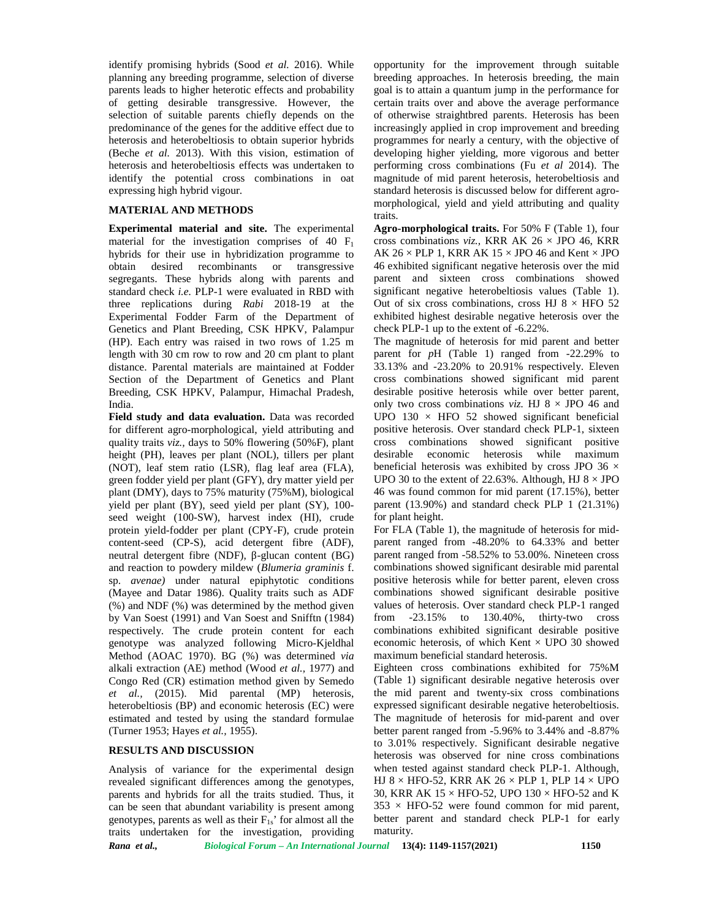identify promising hybrids (Sood *et al.* 2016). While planning any breeding programme, selection of diverse parents leads to higher heterotic effects and probability of getting desirable transgressive. However, the selection of suitable parents chiefly depends on the predominance of the genes for the additive effect due to heterosis and heterobeltiosis to obtain superior hybrids (Beche *et al.* 2013). With this vision, estimation of heterosis and heterobeltiosis effects was undertaken to identify the potential cross combinations in oat expressing high hybrid vigour.

## MATERIAL AND METHODS

**Experimental material and site.** The experimental material for the investigation comprises of 40 $F_1$ hybrids for their use in hybridization programme to obtain desired recombinants or transgressive segregants. These hybrids along with parents and standard check *i.e.* PLP-1 were evaluated in RBD with three replications during *Rabi* 2018-19 at the Experimental Fodder Farm of the Department of Genetics and Plant Breeding, CSK HPKV, Palampur (HP). Each entry was raised in two rows of 1.25 m length with 30 cm row to row and 20 cm plant to plant distance. Parental materials are maintained at Fodder Section of the Department of Genetics and Plant Breeding, CSK HPKV, Palampur, Himachal Pradesh, India.

**Field study and data evaluation.** Data was recorded for different agro-morphological, yield attributing and quality traits *viz.,* days to 50% flowering (50%F), plant height (PH), leaves per plant (NOL), tillers per plant (NOT), leaf stem ratio (LSR), flag leaf area (FLA), green fodder yield per plant (GFY), dry matter yield per plant (DMY), days to 75% maturity (75%M), biological yield per plant (BY), seed yield per plant (SY), 100-seed weight (100-SW), harvest index (HI), crude protein yield-fodder per plant (CPY-F), crude protein content-seed (CP-S), acid detergent fibre (ADF), neutral detergent fibre (NDF), β-glucan content (BG) and reaction to powdery mildew (*Blumeria graminis* f. sp. *avenae)* under natural epiphytotic conditions (Mayee and Datar 1986). Quality traits such as ADF (%) and NDF (%) was determined by the method given by Van Soest (1991) and Van Soest and Snifftn (1984) respectively. The crude protein content for each genotype was analyzed following Micro-Kjeldhal Method (AOAC 1970). BG (%) was determined *via* alkali extraction (AE) method (Wood *et al.,* 1977) and Congo Red (CR) estimation method given by Semedo *et al.,* (2015). Mid parental (MP) heterosis, heterobeltiosis (BP) and economic heterosis (EC) were estimated and tested by using the standard formulae (Turner 1953; Hayes *et al.,* 1955).

## RESULTS AND DISCUSSION

Analysis of variance for the experimental design revealed significant differences among the genotypes, parents and hybrids for all the traits studied. Thus, it can be seen that abundant variability is present among genotypes, parents as well as their $F_{1s}$' for almost all the traits undertaken for the investigation, providing opportunity for the improvement through suitable breeding approaches. In heterosis breeding, the main goal is to attain a quantum jump in the performance for certain traits over and above the average performance of otherwise straightbred parents. Heterosis has been increasingly applied in crop improvement and breeding programmes for nearly a century, with the objective of developing higher yielding, more vigorous and better performing cross combinations (Fu *et al* 2014). The magnitude of mid parent heterosis, heterobeltiosis and standard heterosis is discussed below for different agro-morphological, yield and yield attributing and quality traits.

**Agro-morphological traits.** For 50% F (Table 1), four cross combinations *viz.,* KRR AK 26 × JPO 46, KRR AK 26 × PLP 1, KRR AK 15 × JPO 46 and Kent × JPO 46 exhibited significant negative heterosis over the mid parent and sixteen cross combinations showed significant negative heterobeltiosis values (Table 1). Out of six cross combinations, cross HJ 8 × HFO 52 exhibited highest desirable negative heterosis over the check PLP-1 up to the extent of -6.22%.

The magnitude of heterosis for mid parent and better parent for *p*H (Table 1) ranged from -22.29% to 33.13% and -23.20% to 20.91% respectively. Eleven cross combinations showed significant mid parent desirable positive heterosis while over better parent, only two cross combinations *viz.* HJ 8 × JPO 46 and UPO 130 × HFO 52 showed significant beneficial positive heterosis. Over standard check PLP-1, sixteen cross combinations showed significant positive desirable economic heterosis while maximum beneficial heterosis was exhibited by cross JPO 36 × UPO 30 to the extent of 22.63%. Although, HJ 8 × JPO 46 was found common for mid parent (17.15%), better parent (13.90%) and standard check PLP 1 (21.31%) for plant height.

For FLA (Table 1), the magnitude of heterosis for mid-parent ranged from -48.20% to 64.33% and better parent ranged from -58.52% to 53.00%. Nineteen cross combinations showed significant desirable mid parental positive heterosis while for better parent, eleven cross combinations showed significant desirable positive values of heterosis. Over standard check PLP-1 ranged from -23.15% to 130.40%, thirty-two cross combinations exhibited significant desirable positive economic heterosis, of which Kent × UPO 30 showed maximum beneficial standard heterosis.

Eighteen cross combinations exhibited for 75%M (Table 1) significant desirable negative heterosis over the mid parent and twenty-six cross combinations expressed significant desirable negative heterobeltiosis. The magnitude of heterosis for mid-parent and over better parent ranged from -5.96% to 3.44% and -8.87% to 3.01% respectively. Significant desirable negative heterosis was observed for nine cross combinations when tested against standard check PLP-1. Although, HJ 8 × HFO-52, KRR AK 26 × PLP 1, PLP 14 × UPO 30, KRR AK 15 × HFO-52, UPO 130 × HFO-52 and K 353 × HFO-52 were found common for mid parent, better parent and standard check PLP-1 for early maturity.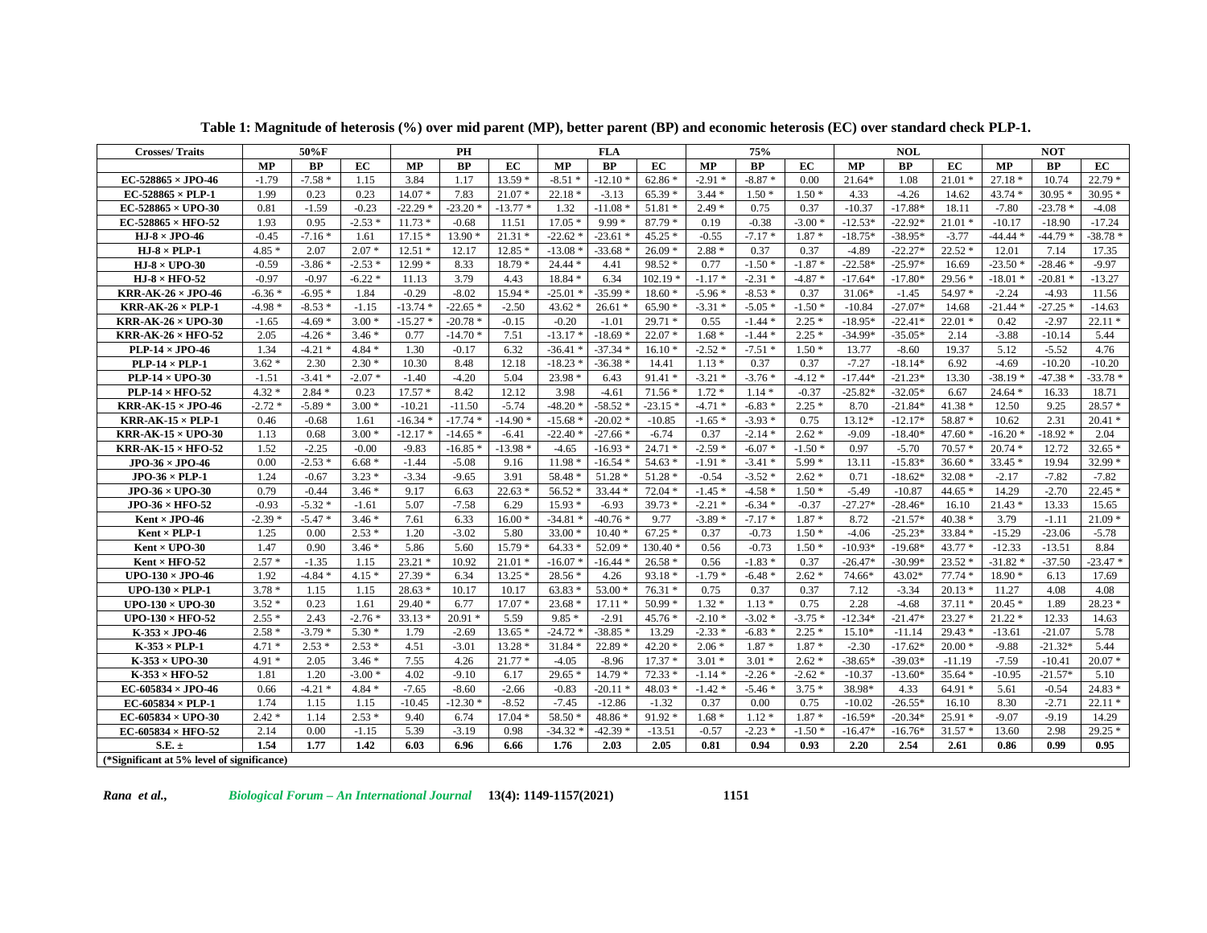**Table 1: Magnitude of heterosis (%) over mid parent (MP), better parent (BP) and economic heterosis (EC) over standard check PLP-1.**

| Crosses/ Traits | 50%F | | | PH | | | FLA | | | 75% | | | NOL | | | NOT | | |
|---|---|---|---|---|---|---|---|---|---|---|---|---|---|---|---|---|---|---|
| | MP | BP | EC | MP | BP | EC | MP | BP | EC | MP | BP | EC | MP | BP | EC | MP | BP | EC |
| EC-528865 × JPO-46 | -1.79 | -7.58 * | 1.15 | 3.84 | 1.17 | 13.59 * | -8.51 * | -12.10 * | 62.86 * | -2.91 * | -8.87 * | 0.00 | 21.64* | 1.08 | 21.01 * | 27.18 * | 10.74 | 22.79 * |
| EC-528865 × PLP-1 | 1.99 | 0.23 | 0.23 | 14.07 * | 7.83 | 21.07 * | 22.18 * | -3.13 | 65.39 * | 3.44 * | 1.50 * | 1.50 * | 4.33 | -4.26 | 14.62 | 43.74 * | 30.95 * | 30.95 * |
| EC-528865 × UPO-30 | 0.81 | -1.59 | -0.23 | -22.29 * | -23.20 * | -13.77 * | 1.32 | -11.08 * | 51.81 * | 2.49 * | 0.75 | 0.37 | -10.37 | -17.88* | 18.11 | -7.80 | -23.78 * | -4.08 |
| EC-528865 × HFO-52 | 1.93 | 0.95 | -2.53 * | 11.73 * | -0.68 | 11.51 | 17.05 * | 9.99 * | 87.79 * | 0.19 | -0.38 | -3.00 * | -12.53* | -22.92* | 21.01 * | -10.17 | -18.90 | -17.24 |
| HJ-8 × JPO-46 | -0.45 | -7.16 * | 1.61 | 17.15 * | 13.90 * | 21.31 * | -22.62 * | -23.61 * | 45.25 * | -0.55 | -7.17 * | 1.87 * | -18.75* | -38.95* | -3.77 | -44.44 * | -44.79 * | -38.78 * |
| HJ-8 × PLP-1 | 4.85 * | 2.07 | 2.07 * | 12.51 * | 12.17 | 12.85 * | -13.08 * | -33.68 * | 26.09 * | 2.88 * | 0.37 | 0.37 | -4.89 | -22.27* | 22.52 * | 12.01 | 7.14 | 17.35 |
| HJ-8 × UPO-30 | -0.59 | -3.86 * | -2.53 * | 12.99 * | 8.33 | 18.79 * | 24.44 * | 4.41 | 98.52 * | 0.77 | -1.50 * | -1.87 * | -22.58* | -25.97* | 16.69 | -23.50 * | -28.46 * | -9.97 |
| HJ-8 × HFO-52 | -0.97 | -0.97 | -6.22 * | 11.13 | 3.79 | 4.43 | 18.84 * | 6.34 | 102.19 * | -1.17 * | -2.31 * | -4.87 * | -17.64* | -17.80* | 29.56 * | -18.01 * | -20.81 * | -13.27 |
| KRR-AK-26 × JPO-46 | -6.36 * | -6.95 * | 1.84 | -0.29 | -8.02 | 15.94 * | -25.01 * | -35.99 * | 18.60 * | -5.96 * | -8.53 * | 0.37 | 31.06* | -1.45 | 54.97 * | -2.24 | -4.93 | 11.56 |
| KRR-AK-26 × PLP-1 | -4.98 * | -8.53 * | -1.15 | -13.74 * | -22.65 * | -2.50 | 43.62 * | 26.61 * | 65.90 * | -3.31 * | -5.05 * | -1.50 * | -10.84 | -27.07* | 14.68 | -21.44 * | -27.25 * | -14.63 |
| KRR-AK-26 × UPO-30 | -1.65 | -4.69 * | 3.00 * | -15.27 * | -20.78 * | -0.15 | -0.20 | -1.01 | 29.71 * | 0.55 | -1.44 * | 2.25 * | -18.95* | -22.41* | 22.01 * | 0.42 | -2.97 | 22.11 * |
| KRR-AK-26 × HFO-52 | 2.05 | -4.26 * | 3.46 * | 0.77 | -14.70 * | 7.51 | -13.17 * | -18.69 * | 22.07 * | 1.68 * | -1.44 * | 2.25 * | -34.99* | -35.05* | 2.14 | -3.88 | -10.14 | 5.44 |
| PLP-14 × JPO-46 | 1.34 | -4.21 * | 4.84 * | 1.30 | -0.17 | 6.32 | -36.41 * | -37.34 * | 16.10 * | -2.52 * | -7.51 * | 1.50 * | 13.77 | -8.60 | 19.37 | 5.12 | -5.52 | 4.76 |
| PLP-14 × PLP-1 | 3.62 * | 2.30 | 2.30 * | 10.30 | 8.48 | 12.18 | -18.23 * | -36.38 * | 14.41 | 1.13 * | 0.37 | 0.37 | -7.27 | -18.14* | 6.92 | -4.69 | -10.20 | -10.20 |
| PLP-14 × UPO-30 | -1.51 | -3.41 * | -2.07 * | -1.40 | -4.20 | 5.04 | 23.98 * | 6.43 | 91.41 * | -3.21 * | -3.76 * | -4.12 * | -17.44* | -21.23* | 13.30 | -38.19 * | -47.38 * | -33.78 * |
| PLP-14 × HFO-52 | 4.32 * | 2.84 * | 0.23 | 17.57 * | 8.42 | 12.12 | 3.98 | -4.61 | 71.56 * | 1.72 * | 1.14 * | -0.37 | -25.82* | -32.05* | 6.67 | 24.64 * | 16.33 | 18.71 |
| KRR-AK-15 × JPO-46 | -2.72 * | -5.89 * | 3.00 * | -10.21 | -11.50 | -5.74 | -48.20 * | -58.52 * | -23.15 * | -4.71 * | -6.83 * | 2.25 * | 8.70 | -21.84* | 41.38 * | 12.50 | 9.25 | 28.57 * |
| KRR-AK-15 × PLP-1 | 0.46 | -0.68 | 1.61 | -16.34 * | -17.74 * | -14.90 * | -15.68 * | -20.02 * | -10.85 | -1.65 * | -3.93 * | 0.75 | 13.12* | -12.17* | 58.87 * | 10.62 | 2.31 | 20.41 * |
| KRR-AK-15 × UPO-30 | 1.13 | 0.68 | 3.00 * | -12.17 * | -14.65 * | -6.41 | -22.40 * | -27.66 * | -6.74 | 0.37 | -2.14 * | 2.62 * | -9.09 | -18.40* | 47.60 * | -16.20 * | -18.92 * | 2.04 |
| KRR-AK-15 × HFO-52 | 1.52 | -2.25 | -0.00 | -9.83 | -16.85 * | -13.98 * | -4.65 | -16.93 * | 24.71 * | -2.59 * | -6.07 * | -1.50 * | 0.97 | -5.70 | 70.57 * | 20.74 * | 12.72 | 32.65 * |
| JPO-36 × JPO-46 | 0.00 | -2.53 * | 6.68 * | -1.44 | -5.08 | 9.16 | 11.98 * | -16.54 * | 54.63 * | -1.91 * | -3.41 * | 5.99 * | 13.11 | -15.83* | 36.60 * | 33.45 * | 19.94 | 32.99 * |
| JPO-36 × PLP-1 | 1.24 | -0.67 | 3.23 * | -3.34 | -9.65 | 3.91 | 58.48 * | 51.28 * | 51.28 * | -0.54 | -3.52 * | 2.62 * | 0.71 | -18.62* | 32.08 * | -2.17 | -7.82 | -7.82 |
| JPO-36 × UPO-30 | 0.79 | -0.44 | 3.46 * | 9.17 | 6.63 | 22.63 * | 56.52 * | 33.44 * | 72.04 * | -1.45 * | -4.58 * | 1.50 * | -5.49 | -10.87 | 44.65 * | 14.29 | -2.70 | 22.45 * |
| JPO-36 × HFO-52 | -0.93 | -5.32 * | -1.61 | 5.07 | -7.58 | 6.29 | 15.93 * | -6.93 | 39.73 * | -2.21 * | -6.34 * | -0.37 | -27.27* | -28.46* | 16.10 | 21.43 * | 13.33 | 15.65 |
| Kent × JPO-46 | -2.39 * | -5.47 * | 3.46 * | 7.61 | 6.33 | 16.00 * | -34.81 * | -40.76 * | 9.77 | -3.89 * | -7.17 * | 1.87 * | 8.72 | -21.57* | 40.38 * | 3.79 | -1.11 | 21.09 * |
| Kent × PLP-1 | 1.25 | 0.00 | 2.53 * | 1.20 | -3.02 | 5.80 | 33.00 * | 10.40 * | 67.25 * | 0.37 | -0.73 | 1.50 * | -4.06 | -25.23* | 33.84 * | -15.29 | -23.06 | -5.78 |
| Kent × UPO-30 | 1.47 | 0.90 | 3.46 * | 5.86 | 5.60 | 15.79 * | 64.33 * | 52.09 * | 130.40 * | 0.56 | -0.73 | 1.50 * | -10.93* | -19.68* | 43.77 * | -12.33 | -13.51 | 8.84 |
| Kent × HFO-52 | 2.57 * | -1.35 | 1.15 | 23.21 * | 10.92 | 21.01 * | -16.07 * | -16.44 * | 26.58 * | 0.56 | -1.83 * | 0.37 | -26.47* | -30.99* | 23.52 * | -31.82 * | -37.50 | -23.47 * |
| UPO-130 × JPO-46 | 1.92 | -4.84 * | 4.15 * | 27.39 * | 6.34 | 13.25 * | 28.56 * | 4.26 | 93.18 * | -1.79 * | -6.48 * | 2.62 * | 74.66* | 43.02* | 77.74 * | 18.90 * | 6.13 | 17.69 |
| UPO-130 × PLP-1 | 3.78 * | 1.15 | 1.15 | 28.63 * | 10.17 | 10.17 | 63.83 * | 53.00 * | 76.31 * | 0.75 | 0.37 | 0.37 | 7.12 | -3.34 | 20.13 * | 11.27 | 4.08 | 4.08 |
| UPO-130 × UPO-30 | 3.52 * | 0.23 | 1.61 | 29.40 * | 6.77 | 17.07 * | 23.68 * | 17.11 * | 50.99 * | 1.32 * | 1.13 * | 0.75 | 2.28 | -4.68 | 37.11 * | 20.45 * | 1.89 | 28.23 * |
| UPO-130 × HFO-52 | 2.55 * | 2.43 | -2.76 * | 33.13 * | 20.91 * | 5.59 | 9.85 * | -2.91 | 45.76 * | -2.10 * | -3.02 * | -3.75 * | -12.34* | -21.47* | 23.27 * | 21.22 * | 12.33 | 14.63 |
| K-353 × JPO-46 | 2.58 * | -3.79 * | 5.30 * | 1.79 | -2.69 | 13.65 * | -24.72 * | -38.85 * | 13.29 | -2.33 * | -6.83 * | 2.25 * | 15.10* | -11.14 | 29.43 * | -13.61 | -21.07 | 5.78 |
| K-353 × PLP-1 | 4.71 * | 2.53 * | 2.53 * | 4.51 | -3.01 | 13.28 * | 31.84 * | 22.89 * | 42.20 * | 2.06 * | 1.87 * | 1.87 * | -2.30 | -17.62* | 20.00 * | -9.88 | -21.32* | 5.44 |
| K-353 × UPO-30 | 4.91 * | 2.05 | 3.46 * | 7.55 | 4.26 | 21.77 * | -4.05 | -8.96 | 17.37 * | 3.01 * | 3.01 * | 2.62 * | -38.65* | -39.03* | -11.19 | -7.59 | -10.41 | 20.07 * |
| K-353 × HFO-52 | 1.81 | 1.20 | -3.00 * | 4.02 | -9.10 | 6.17 | 29.65 * | 14.79 * | 72.33 * | -1.14 * | -2.26 * | -2.62 * | -10.37 | -13.60* | 35.64 * | -10.95 | -21.57* | 5.10 |
| EC-605834 × JPO-46 | 0.66 | -4.21 * | 4.84 * | -7.65 | -8.60 | -2.66 | -0.83 | -20.11 * | 48.03 * | -1.42 * | -5.46 * | 3.75 * | 38.98* | 4.33 | 64.91 * | 5.61 | -0.54 | 24.83 * |
| EC-605834 × PLP-1 | 1.74 | 1.15 | 1.15 | -10.45 | -12.30 * | -8.52 | -7.45 | -12.86 | -1.32 | 0.37 | 0.00 | 0.75 | -10.02 | -26.55* | 16.10 | 8.30 | -2.71 | 22.11 * |
| EC-605834 × UPO-30 | 2.42 * | 1.14 | 2.53 * | 9.40 | 6.74 | 17.04 * | 58.50 * | 48.86 * | 91.92 * | 1.68 * | 1.12 * | 1.87 * | -16.59* | -20.34* | 25.91 * | -9.07 | -9.19 | 14.29 |
| EC-605834 × HFO-52 | 2.14 | 0.00 | -1.15 | 5.39 | -3.19 | 0.98 | -34.32 * | -42.39 * | -13.51 | -0.57 | -2.23 * | -1.50 * | -16.47* | -16.76* | 31.57 * | 13.60 | 2.98 | 29.25 * |
| **S.E. ±** | **1.54** | **1.77** | **1.42** | **6.03** | **6.96** | **6.66** | **1.76** | **2.03** | **2.05** | **0.81** | **0.94** | **0.93** | **2.20** | **2.54** | **2.61** | **0.86** | **0.99** | **0.95** |

**(*Significant at 5% level of significance)**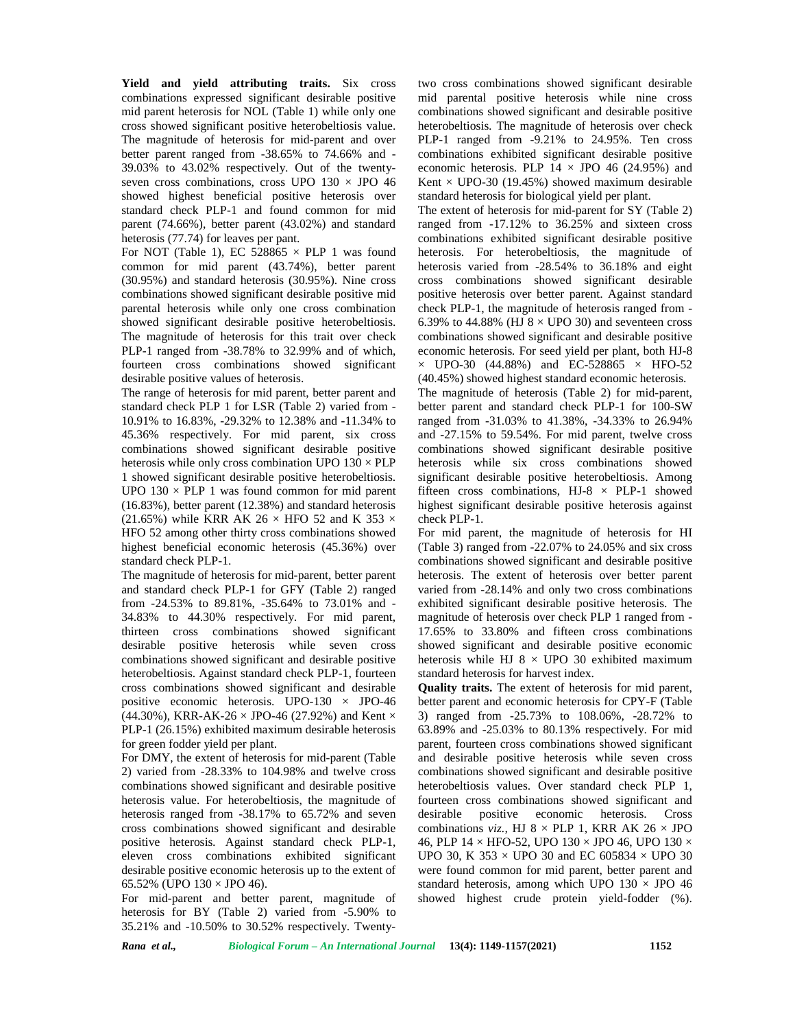**Yield and yield attributing traits.** Six cross combinations expressed significant desirable positive mid parent heterosis for NOL (Table 1) while only one cross showed significant positive heterobeltiosis value. The magnitude of heterosis for mid-parent and over better parent ranged from -38.65% to 74.66% and -39.03% to 43.02% respectively. Out of the twenty-seven cross combinations, cross UPO 130 × JPO 46 showed highest beneficial positive heterosis over standard check PLP-1 and found common for mid parent (74.66%), better parent (43.02%) and standard heterosis (77.74) for leaves per pant.

For NOT (Table 1), EC 528865 × PLP 1 was found common for mid parent (43.74%), better parent (30.95%) and standard heterosis (30.95%). Nine cross combinations showed significant desirable positive mid parental heterosis while only one cross combination showed significant desirable positive heterobeltiosis. The magnitude of heterosis for this trait over check PLP-1 ranged from -38.78% to 32.99% and of which, fourteen cross combinations showed significant desirable positive values of heterosis.

The range of heterosis for mid parent, better parent and standard check PLP 1 for LSR (Table 2) varied from -10.91% to 16.83%, -29.32% to 12.38% and -11.34% to 45.36% respectively. For mid parent, six cross combinations showed significant desirable positive heterosis while only cross combination UPO 130 × PLP 1 showed significant desirable positive heterobeltiosis. UPO 130 × PLP 1 was found common for mid parent (16.83%), better parent (12.38%) and standard heterosis (21.65%) while KRR AK 26 × HFO 52 and K 353 × HFO 52 among other thirty cross combinations showed highest beneficial economic heterosis (45.36%) over standard check PLP-1.

The magnitude of heterosis for mid-parent, better parent and standard check PLP-1 for GFY (Table 2) ranged from -24.53% to 89.81%, -35.64% to 73.01% and -34.83% to 44.30% respectively. For mid parent, thirteen cross combinations showed significant desirable positive heterosis while seven cross combinations showed significant and desirable positive heterobeltiosis. Against standard check PLP-1, fourteen cross combinations showed significant and desirable positive economic heterosis. UPO-130 × JPO-46 (44.30%), KRR-AK-26 × JPO-46 (27.92%) and Kent × PLP-1 (26.15%) exhibited maximum desirable heterosis for green fodder yield per plant.

For DMY, the extent of heterosis for mid-parent (Table 2) varied from -28.33% to 104.98% and twelve cross combinations showed significant and desirable positive heterosis value. For heterobeltiosis, the magnitude of heterosis ranged from -38.17% to 65.72% and seven cross combinations showed significant and desirable positive heterosis. Against standard check PLP-1, eleven cross combinations exhibited significant desirable positive economic heterosis up to the extent of 65.52% (UPO 130 × JPO 46).

For mid-parent and better parent, magnitude of heterosis for BY (Table 2) varied from -5.90% to 35.21% and -10.50% to 30.52% respectively. Twenty-two cross combinations showed significant desirable mid parental positive heterosis while nine cross combinations showed significant and desirable positive heterobeltiosis. The magnitude of heterosis over check PLP-1 ranged from -9.21% to 24.95%. Ten cross combinations exhibited significant desirable positive economic heterosis. PLP 14 × JPO 46 (24.95%) and Kent × UPO-30 (19.45%) showed maximum desirable standard heterosis for biological yield per plant.

The extent of heterosis for mid-parent for SY (Table 2) ranged from -17.12% to 36.25% and sixteen cross combinations exhibited significant desirable positive heterosis. For heterobeltiosis, the magnitude of heterosis varied from -28.54% to 36.18% and eight cross combinations showed significant desirable positive heterosis over better parent. Against standard check PLP-1, the magnitude of heterosis ranged from -6.39% to 44.88% (HJ 8 × UPO 30) and seventeen cross combinations showed significant and desirable positive economic heterosis. For seed yield per plant, both HJ-8 × UPO-30 (44.88%) and EC-528865 × HFO-52 (40.45%) showed highest standard economic heterosis.

The magnitude of heterosis (Table 2) for mid-parent, better parent and standard check PLP-1 for 100-SW ranged from -31.03% to 41.38%, -34.33% to 26.94% and -27.15% to 59.54%. For mid parent, twelve cross combinations showed significant desirable positive heterosis while six cross combinations showed significant desirable positive heterobeltiosis. Among fifteen cross combinations, HJ-8 × PLP-1 showed highest significant desirable positive heterosis against check PLP-1.

For mid parent, the magnitude of heterosis for HI (Table 3) ranged from -22.07% to 24.05% and six cross combinations showed significant and desirable positive heterosis. The extent of heterosis over better parent varied from -28.14% and only two cross combinations exhibited significant desirable positive heterosis. The magnitude of heterosis over check PLP 1 ranged from -17.65% to 33.80% and fifteen cross combinations showed significant and desirable positive economic heterosis while HJ 8 × UPO 30 exhibited maximum standard heterosis for harvest index.

**Quality traits.** The extent of heterosis for mid parent, better parent and economic heterosis for CPY-F (Table 3) ranged from -25.73% to 108.06%, -28.72% to 63.89% and -25.03% to 80.13% respectively. For mid parent, fourteen cross combinations showed significant and desirable positive heterosis while seven cross combinations showed significant and desirable positive heterobeltiosis values. Over standard check PLP 1, fourteen cross combinations showed significant and desirable positive economic heterosis. Cross combinations *viz.*, HJ 8 × PLP 1, KRR AK 26 × JPO 46, PLP 14 × HFO-52, UPO 130 × JPO 46, UPO 130 × UPO 30, K 353 × UPO 30 and EC 605834 × UPO 30 were found common for mid parent, better parent and standard heterosis, among which UPO 130 × JPO 46 showed highest crude protein yield-fodder (%).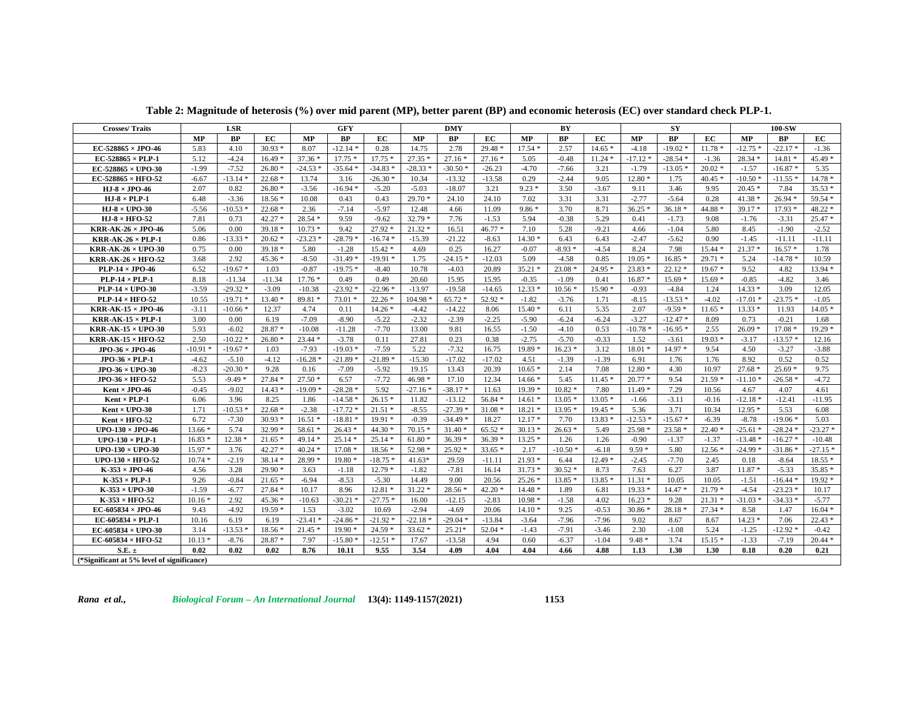**Table 2: Magnitude of heterosis (%) over mid parent (MP), better parent (BP) and economic heterosis (EC) over standard check PLP-1.**

| Crosses/ Traits | LSR | | | GFY | | | DMY | | | BY | | | SY | | | 100-SW | | |
|---|---|---|---|---|---|---|---|---|---|---|---|---|---|---|---|---|---|---|
| | MP | BP | EC | MP | BP | EC | MP | BP | EC | MP | BP | EC | MP | BP | EC | MP | BP | EC |
| EC-528865 × JPO-46 | 5.83 | 4.10 | 30.93 * | 8.07 | -12.14 * | 0.28 | 14.75 | 2.78 | 29.48 * | 17.54 * | 2.57 | 14.65 * | -4.18 | -19.02 * | 11.78 * | -12.75 * | -22.17 * | -1.36 |
| EC-528865 × PLP-1 | 5.12 | -4.24 | 16.49 * | 37.36 * | 17.75 * | 17.75 * | 27.35 * | 27.16 * | 27.16 * | 5.05 | -0.48 | 11.24 * | -17.12 * | -28.54 * | -1.36 | 28.34 * | 14.81 * | 45.49 * |
| EC-528865 × UPO-30 | -1.99 | -7.52 | 26.80 * | -24.53 * | -35.64 * | -34.83 * | -28.33 * | -30.50 * | -26.23 | -4.70 | -7.66 | 3.21 | -1.79 | -13.05 * | 20.02 * | -1.57 | -16.87 * | 5.35 |
| EC-528865 × HFO-52 | -6.67 | -13.14 * | 22.68 * | 13.74 | 3.16 | -26.30 * | 10.34 | -13.32 | -13.58 | 0.29 | -2.44 | 9.05 | 12.80 * | 1.75 | 40.45 * | -10.50 * | -11.55 * | 14.78 * |
| HJ-8 × JPO-46 | 2.07 | 0.82 | 26.80 * | -3.56 | -16.94 * | -5.20 | -5.03 | -18.07 | 3.21 | 9.23 * | 3.50 | -3.67 | 9.11 | 3.46 | 9.95 | 20.45 * | 7.84 | 35.53 * |
| HJ-8 × PLP-1 | 6.48 | -3.36 | 18.56 * | 10.08 | 0.43 | 0.43 | 29.70 * | 24.10 | 24.10 | 7.02 | 3.31 | 3.31 | -2.77 | -5.64 | 0.28 | 41.38 * | 26.94 * | 59.54 * |
| HJ-8 × UPO-30 | -5.56 | -10.53 * | 22.68 * | 2.36 | -7.14 | -5.97 | 12.48 | 4.66 | 11.09 | 9.86 * | 3.70 | 8.71 | 36.25 * | 36.18 * | 44.88 * | 39.17 * | 17.93 * | 48.22 * |
| HJ-8 × HFO-52 | 7.81 | 0.73 | 42.27 * | 28.54 * | 9.59 | -9.62 | 32.79 * | 7.76 | -1.53 | 5.94 | -0.38 | 5.29 | 0.41 | -1.73 | 9.08 | -1.76 | -3.31 | 25.47 * |
| KRR-AK-26 × JPO-46 | 5.06 | 0.00 | 39.18 * | 10.73 * | 9.42 | 27.92 * | 21.32 * | 16.51 | 46.77 * | 7.10 | 5.28 | -9.21 | 4.66 | -1.04 | 5.80 | 8.45 | -1.90 | -2.52 |
| KRR-AK-26 × PLP-1 | 0.86 | -13.33 * | 20.62 * | -23.23 * | -28.79 * | -16.74 * | -15.39 | -21.22 | -8.63 | 14.30 * | 6.43 | 6.43 | -2.47 | -5.62 | 0.90 | -1.45 | -11.11 | -11.11 |
| KRR-AK-26 × UPO-30 | 0.75 | 0.00 | 39.18 * | 5.80 | -1.28 | 15.42 * | 4.69 | 0.25 | 16.27 | -0.07 | -8.93 * | -4.54 | 8.24 | 7.98 | 15.44 * | 21.37 * | 16.57 * | 1.78 |
| KRR-AK-26 × HFO-52 | 3.68 | 2.92 | 45.36 * | -8.50 | -31.49 * | -19.91 * | 1.75 | -24.15 * | -12.03 | 5.09 | -4.58 | 0.85 | 19.05 * | 16.85 * | 29.71 * | 5.24 | -14.78 * | 10.59 |
| PLP-14 × JPO-46 | 6.52 | -19.67 * | 1.03 | -0.87 | -19.75 * | -8.40 | 10.78 | -4.03 | 20.89 | 35.21 * | 23.08 * | 24.95 * | 23.83 * | 22.12 * | 19.67 * | 9.52 | 4.82 | 13.94 * |
| PLP-14 × PLP-1 | 8.18 | -11.34 | -11.34 | 17.76 * | 0.49 | 0.49 | 20.60 | 15.95 | 15.95 | -0.35 | -1.09 | 0.41 | 16.87 * | 15.69 * | 15.69 * | -0.85 | -4.82 | 3.46 |
| PLP-14 × UPO-30 | -3.59 | -29.32 * | -3.09 | -10.38 | -23.92 * | -22.96 * | -13.97 | -19.58 | -14.65 | 12.33 * | 10.56 * | 15.90 * | -0.93 | -4.84 | 1.24 | 14.33 * | 3.09 | 12.05 |
| PLP-14 × HFO-52 | 10.55 | -19.71 * | 13.40 * | 89.81 * | 73.01 * | 22.26 * | 104.98 * | 65.72 * | 52.92 * | -1.82 | -3.76 | 1.71 | -8.15 | -13.53 * | -4.02 | -17.01 * | -23.75 * | -1.05 |
| KRR-AK-15 × JPO-46 | -3.11 | -10.66 * | 12.37 | 4.74 | 0.11 | 14.26 * | -4.42 | -14.22 | 8.06 | 15.40 * | 6.11 | 5.35 | 2.07 | -9.59 * | 11.65 * | 13.33 * | 11.93 | 14.05 * |
| KRR-AK-15 × PLP-1 | 3.00 | 0.00 | 6.19 | -7.09 | -8.90 | -5.22 | -2.32 | -2.39 | -2.25 | -5.90 | -6.24 | -6.24 | -3.27 | -12.47 * | 8.09 | 0.73 | -0.21 | 1.68 |
| KRR-AK-15 × UPO-30 | 5.93 | -6.02 | 28.87 * | -10.08 | -11.28 | -7.70 | 13.00 | 9.81 | 16.55 | -1.50 | -4.10 | 0.53 | -10.78 * | -16.95 * | 2.55 | 26.09 * | 17.08 * | 19.29 * |
| KRR-AK-15 × HFO-52 | 2.50 | -10.22 * | 26.80 * | 23.44 * | -3.78 | 0.11 | 27.81 | 0.23 | 0.38 | -2.75 | -5.70 | -0.33 | 1.52 | -3.61 | 19.03 * | -3.17 | -13.57 * | 12.16 |
| JPO-36 × JPO-46 | -10.91 * | -19.67 * | 1.03 | -7.93 | -19.03 * | -7.59 | 5.22 | -7.32 | 16.75 | 19.89 * | 16.23 * | 3.12 | 18.01 * | 14.97 * | 9.54 | 4.50 | -3.27 | -3.88 |
| JPO-36 × PLP-1 | -4.62 | -5.10 | -4.12 | -16.28 * | -21.89 * | -21.89 * | -15.30 | -17.02 | -17.02 | 4.51 | -1.39 | -1.39 | 6.91 | 1.76 | 1.76 | 8.92 | 0.52 | 0.52 |
| JPO-36 × UPO-30 | -8.23 | -20.30 * | 9.28 | 0.16 | -7.09 | -5.92 | 19.15 | 13.43 | 20.39 | 10.65 * | 2.14 | 7.08 | 12.80 * | 4.30 | 10.97 | 27.68 * | 25.69 * | 9.75 |
| JPO-36 × HFO-52 | 5.53 | -9.49 * | 27.84 * | 27.50 * | 6.57 | -7.72 | 46.98 * | 17.10 | 12.34 | 14.66 * | 5.45 | 11.45 * | 20.77 * | 9.54 | 21.59 * | -11.10 * | -26.58 * | -4.72 |
| Kent × JPO-46 | -0.45 | -9.02 | 14.43 * | -19.09 * | -28.28 * | 5.92 | -27.16 * | -38.17 * | 11.63 | 19.39 * | 10.82 * | 7.80 | 11.49 * | 7.29 | 10.56 | 4.67 | 4.07 | 4.61 |
| Kent × PLP-1 | 6.06 | 3.96 | 8.25 | 1.86 | -14.58 * | 26.15 * | 11.82 | -13.12 | 56.84 * | 14.61 * | 13.05 * | 13.05 * | -1.66 | -3.11 | -0.16 | -12.18 * | -12.41 | -11.95 |
| Kent × UPO-30 | 1.71 | -10.53 * | 22.68 * | -2.38 | -17.72 * | 21.51 * | -8.55 | -27.39 * | 31.08 * | 18.21 * | 13.95 * | 19.45 * | 5.36 | 3.71 | 10.34 | 12.95 * | 5.53 | 6.08 |
| Kent × HFO-52 | 6.72 | -7.30 | 30.93 * | 16.51 * | -18.81 * | 19.91 * | -0.39 | -34.49 * | 18.27 | 12.17 * | 7.70 | 13.83 * | -12.53 * | -15.67 * | -6.39 | -8.78 | -19.06 * | 5.03 |
| UPO-130 × JPO-46 | 13.66 * | 5.74 | 32.99 * | 58.61 * | 26.43 * | 44.30 * | 70.15 * | 31.40 * | 65.52 * | 30.13 * | 26.63 * | 5.49 | 25.98 * | 23.58 * | 22.40 * | -25.61 * | -28.24 * | -23.27 * |
| UPO-130 × PLP-1 | 16.83 * | 12.38 * | 21.65 * | 49.14 * | 25.14 * | 25.14 * | 61.80 * | 36.39 * | 36.39 * | 13.25 * | 1.26 | 1.26 | -0.90 | -1.37 | -1.37 | -13.48 * | -16.27 * | -10.48 |
| UPO-130 × UPO-30 | 15.97 * | 3.76 | 42.27 * | 40.24 * | 17.08 * | 18.56 * | 52.98 * | 25.92 * | 33.65 * | 2.17 | -10.50 * | -6.18 | 9.59 * | 5.80 | 12.56 * | -24.99 * | -31.86 * | -27.15 * |
| UPO-130 × HFO-52 | 10.74 * | -2.19 | 38.14 * | 28.99 * | 19.80 * | -18.75 * | 41.63* | 29.59 | -11.11 | 21.93 * | 6.44 | 12.49 * | -2.45 | -7.70 | 2.45 | 0.18 | -8.64 | 18.55 * |
| K-353 × JPO-46 | 4.56 | 3.28 | 29.90 * | 3.63 | -1.18 | 12.79 * | -1.82 | -7.81 | 16.14 | 31.73 * | 30.52 * | 8.73 | 7.63 | 6.27 | 3.87 | 11.87 * | -5.33 | 35.85 * |
| K-353 × PLP-1 | 9.26 | -0.84 | 21.65 * | -6.94 | -8.53 | -5.30 | 14.49 | 9.00 | 20.56 | 25.26 * | 13.85 * | 13.85 * | 11.31 * | 10.05 | 10.05 | -1.51 | -16.44 * | 19.92 * |
| K-353 × UPO-30 | -1.59 | -6.77 | 27.84 * | 10.17 | 8.96 | 12.81 * | 31.22 * | 28.56 * | 42.20 * | 14.48 * | 1.89 | 6.81 | 19.33 * | 14.47 * | 21.79 * | -4.54 | -23.23 * | 10.17 |
| K-353 × HFO-52 | 10.16 * | 2.92 | 45.36 * | -10.63 | -30.21 * | -27.75 * | 16.00 | -12.15 | -2.83 | 10.98 * | -1.58 | 4.02 | 16.23 * | 9.28 | 21.31 * | -31.03 * | -34.33 * | -5.77 |
| EC-605834 × JPO-46 | 9.43 | -4.92 | 19.59 * | 1.53 | -3.02 | 10.69 | -2.94 | -4.69 | 20.06 | 14.10 * | 9.25 | -0.53 | 30.86 * | 28.18 * | 27.34 * | 8.58 | 1.47 | 16.04 * |
| EC-605834 × PLP-1 | 10.16 | 6.19 | 6.19 | -23.41 * | -24.86 * | -21.92 * | -22.18 * | -29.04 * | -13.84 | -3.64 | -7.96 | -7.96 | 9.02 | 8.67 | 8.67 | 14.23 * | 7.06 | 22.43 * |
| EC-605834 × UPO-30 | 3.14 | -13.53 * | 18.56 * | 21.45 * | 19.90 * | 24.59 * | 33.62 * | 25.21* | 52.04 * | -1.43 | -7.91 | -3.46 | 2.30 | -1.08 | 5.24 | -1.25 | -12.92 * | -0.42 |
| EC-605834 × HFO-52 | 10.13 * | -8.76 | 28.87 * | 7.97 | -15.80 * | -12.51 * | 17.67 | -13.58 | 4.94 | 0.60 | -6.37 | -1.04 | 9.48 * | 3.74 | 15.15 * | -1.33 | -7.19 | 20.44 * |
| S.E. ± | 0.02 | 0.02 | 0.02 | 8.76 | 10.11 | 9.55 | 3.54 | 4.09 | 4.04 | 4.04 | 4.66 | 4.88 | 1.13 | 1.30 | 1.30 | 0.18 | 0.20 | 0.21 |

(*Significant at 5% level of significance)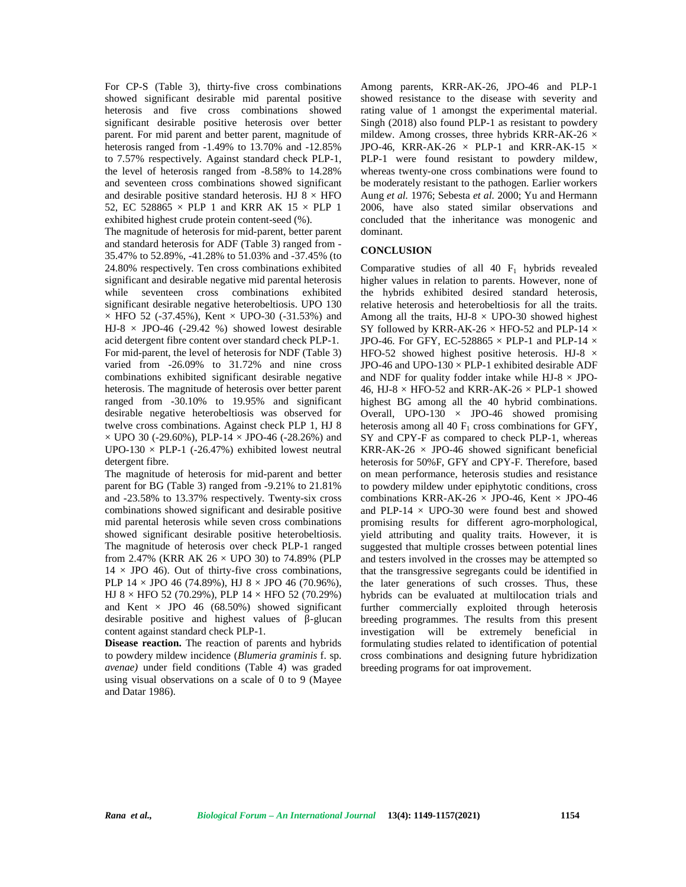For CP-S (Table 3), thirty-five cross combinations showed significant desirable mid parental positive heterosis and five cross combinations showed significant desirable positive heterosis over better parent. For mid parent and better parent, magnitude of heterosis ranged from -1.49% to 13.70% and -12.85% to 7.57% respectively. Against standard check PLP-1, the level of heterosis ranged from -8.58% to 14.28% and seventeen cross combinations showed significant and desirable positive standard heterosis. HJ 8 × HFO 52, EC 528865 × PLP 1 and KRR AK 15 × PLP 1 exhibited highest crude protein content-seed (%).

The magnitude of heterosis for mid-parent, better parent and standard heterosis for ADF (Table 3) ranged from -35.47% to 52.89%, -41.28% to 51.03% and -37.45% (to 24.80% respectively. Ten cross combinations exhibited significant and desirable negative mid parental heterosis while seventeen cross combinations exhibited significant desirable negative heterobeltiosis. UPO 130 × HFO 52 (-37.45%), Kent × UPO-30 (-31.53%) and HJ-8 × JPO-46 (-29.42 %) showed lowest desirable acid detergent fibre content over standard check PLP-1. For mid-parent, the level of heterosis for NDF (Table 3) varied from -26.09% to 31.72% and nine cross combinations exhibited significant desirable negative heterosis. The magnitude of heterosis over better parent ranged from -30.10% to 19.95% and significant desirable negative heterobeltiosis was observed for twelve cross combinations. Against check PLP 1, HJ 8 × UPO 30 (-29.60%), PLP-14 × JPO-46 (-28.26%) and UPO-130 × PLP-1 (-26.47%) exhibited lowest neutral detergent fibre.

The magnitude of heterosis for mid-parent and better parent for BG (Table 3) ranged from -9.21% to 21.81% and -23.58% to 13.37% respectively. Twenty-six cross combinations showed significant and desirable positive mid parental heterosis while seven cross combinations showed significant desirable positive heterobeltiosis. The magnitude of heterosis over check PLP-1 ranged from 2.47% (KRR AK 26 × UPO 30) to 74.89% (PLP 14 × JPO 46). Out of thirty-five cross combinations, PLP 14 × JPO 46 (74.89%), HJ 8 × JPO 46 (70.96%), HJ 8 × HFO 52 (70.29%), PLP 14 × HFO 52 (70.29%) and Kent × JPO 46 (68.50%) showed significant desirable positive and highest values of β-glucan content against standard check PLP-1.

**Disease reaction.** The reaction of parents and hybrids to powdery mildew incidence (*Blumeria graminis* f. sp. *avenae)* under field conditions (Table 4) was graded using visual observations on a scale of 0 to 9 (Mayee and Datar 1986).

Among parents, KRR-AK-26, JPO-46 and PLP-1 showed resistance to the disease with severity and rating value of 1 amongst the experimental material. Singh (2018) also found PLP-1 as resistant to powdery mildew. Among crosses, three hybrids KRR-AK-26 × JPO-46, KRR-AK-26 × PLP-1 and KRR-AK-15 × PLP-1 were found resistant to powdery mildew, whereas twenty-one cross combinations were found to be moderately resistant to the pathogen. Earlier workers Aung *et al.* 1976; Sebesta *et al.* 2000; Yu and Hermann 2006, have also stated similar observations and concluded that the inheritance was monogenic and dominant.

## CONCLUSION

Comparative studies of all 40 $F_1$ hybrids revealed higher values in relation to parents. However, none of the hybrids exhibited desired standard heterosis, relative heterosis and heterobeltiosis for all the traits. Among all the traits, HJ-8 × UPO-30 showed highest SY followed by KRR-AK-26 × HFO-52 and PLP-14 × JPO-46. For GFY, EC-528865 × PLP-1 and PLP-14 × HFO-52 showed highest positive heterosis. HJ-8 × JPO-46 and UPO-130 × PLP-1 exhibited desirable ADF and NDF for quality fodder intake while HJ-8 × JPO-46, HJ-8 × HFO-52 and KRR-AK-26 × PLP-1 showed highest BG among all the 40 hybrid combinations. Overall, UPO-130 × JPO-46 showed promising heterosis among all 40 $F_1$ cross combinations for GFY, SY and CPY-F as compared to check PLP-1, whereas KRR-AK-26 × JPO-46 showed significant beneficial heterosis for 50%F, GFY and CPY-F. Therefore, based on mean performance, heterosis studies and resistance to powdery mildew under epiphytotic conditions, cross combinations KRR-AK-26 × JPO-46, Kent × JPO-46 and PLP-14 × UPO-30 were found best and showed promising results for different agro-morphological, yield attributing and quality traits. However, it is suggested that multiple crosses between potential lines and testers involved in the crosses may be attempted so that the transgressive segregants could be identified in the later generations of such crosses. Thus, these hybrids can be evaluated at multilocation trials and further commercially exploited through heterosis breeding programmes. The results from this present investigation will be extremely beneficial in formulating studies related to identification of potential cross combinations and designing future hybridization breeding programs for oat improvement.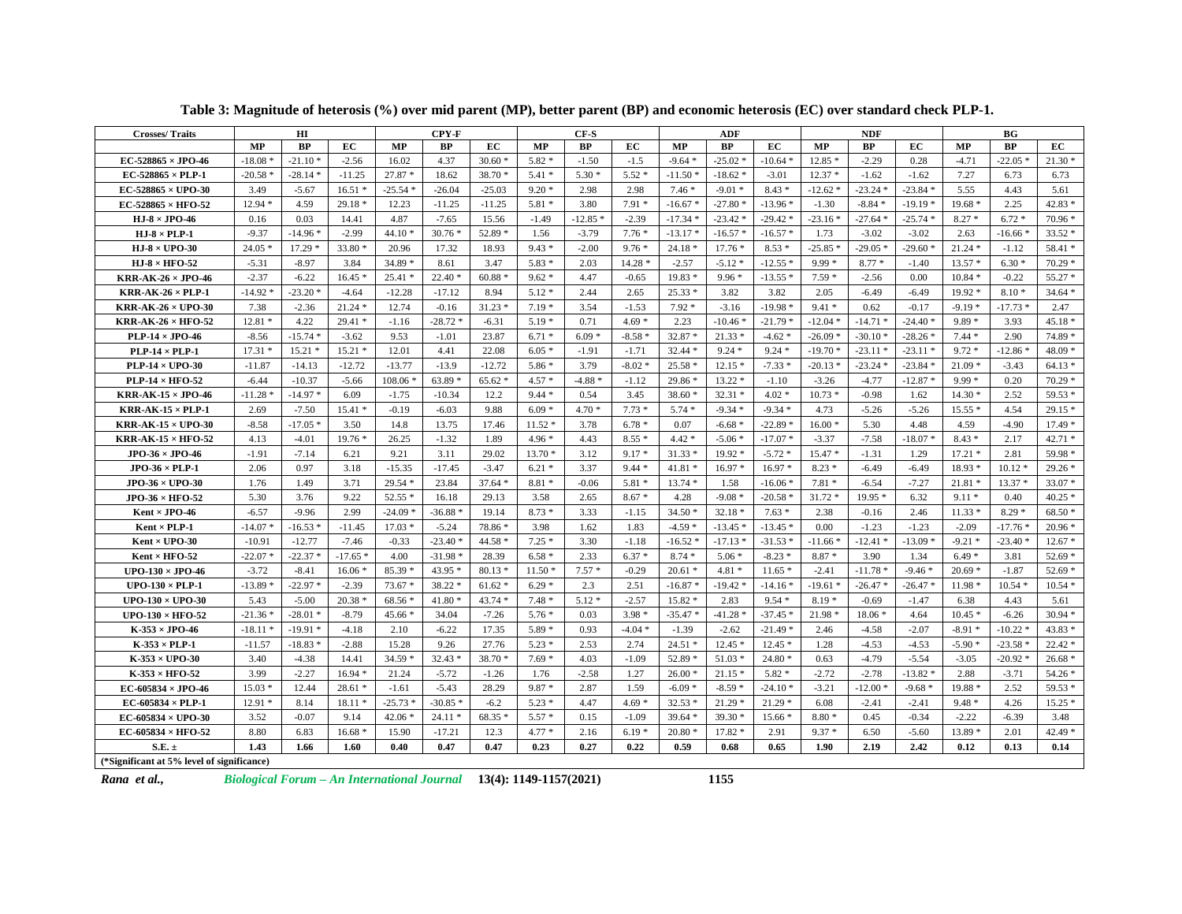**Table 3: Magnitude of heterosis (%) over mid parent (MP), better parent (BP) and economic heterosis (EC) over standard check PLP-1.**

| Crosses/ Traits | HI | | | CPY-F | | | CF-S | | | ADF | | | NDF | | | BG | | |
|---|---|---|---|---|---|---|---|---|---|---|---|---|---|---|---|---|---|---|
| | MP | BP | EC | MP | BP | EC | MP | BP | EC | MP | BP | EC | MP | BP | EC | MP | BP | EC |
| EC-528865 × JPO-46 | -18.08 * | -21.10 * | -2.56 | 16.02 | 4.37 | 30.60 * | 5.82 * | -1.50 | -1.5 | -9.64 * | -25.02 * | -10.64 * | 12.85 * | -2.29 | 0.28 | -4.71 | -22.05 * | 21.30 * |
| EC-528865 × PLP-1 | -20.58 * | -28.14 * | -11.25 | 27.87 * | 18.62 | 38.70 * | 5.41 * | 5.30 * | 5.52 * | -11.50 * | -18.62 * | -3.01 | 12.37 * | -1.62 | -1.62 | 7.27 | 6.73 | 6.73 |
| EC-528865 × UPO-30 | 3.49 | -5.67 | 16.51 * | -25.54 * | -26.04 | -25.03 | 9.20 * | 2.98 | 2.98 | 7.46 * | -9.01 * | 8.43 * | -12.62 * | -23.24 * | -23.84 * | 5.55 | 4.43 | 5.61 |
| EC-528865 × HFO-52 | 12.94 * | 4.59 | 29.18 * | 12.23 | -11.25 | -11.25 | 5.81 * | 3.80 | 7.91 * | -16.67 * | -27.80 * | -13.96 * | -1.30 | -8.84 * | -19.19 * | 19.68 * | 2.25 | 42.83 * |
| HJ-8 × JPO-46 | 0.16 | 0.03 | 14.41 | 4.87 | -7.65 | 15.56 | -1.49 | -12.85 * | -2.39 | -17.34 * | -23.42 * | -29.42 * | -23.16 * | -27.64 * | -25.74 * | 8.27 * | 6.72 * | 70.96 * |
| HJ-8 × PLP-1 | -9.37 | -14.96 * | -2.99 | 44.10 * | 30.76 * | 52.89 * | 1.56 | -3.79 | 7.76 * | -13.17 * | -16.57 * | -16.57 * | 1.73 | -3.02 | -3.02 | 2.63 | -16.66 * | 33.52 * |
| HJ-8 × UPO-30 | 24.05 * | 17.29 * | 33.80 * | 20.96 | 17.32 | 18.93 | 9.43 * | -2.00 | 9.76 * | 24.18 * | 17.76 * | 8.53 * | -25.85 * | -29.05 * | -29.60 * | 21.24 * | -1.12 | 58.41 * |
| HJ-8 × HFO-52 | -5.31 | -8.97 | 3.84 | 34.89 * | 8.61 | 3.47 | 5.83 * | 2.03 | 14.28 * | -2.57 | -5.12 * | -12.55 * | 9.99 * | 8.77 * | -1.40 | 13.57 * | 6.30 * | 70.29 * |
| KRR-AK-26 × JPO-46 | -2.37 | -6.22 | 16.45 * | 25.41 * | 22.40 * | 60.88 * | 9.62 * | 4.47 | -0.65 | 19.83 * | 9.96 * | -13.55 * | 7.59 * | -2.56 | 0.00 | 10.84 * | -0.22 | 55.27 * |
| KRR-AK-26 × PLP-1 | -14.92 * | -23.20 * | -4.64 | -12.28 | -17.12 | 8.94 | 5.12 * | 2.44 | 2.65 | 25.33 * | 3.82 | 3.82 | 2.05 | -6.49 | -6.49 | 19.92 * | 8.10 * | 34.64 * |
| KRR-AK-26 × UPO-30 | 7.38 | -2.36 | 21.24 * | 12.74 | -0.16 | 31.23 * | 7.19 * | 3.54 | -1.53 | 7.92 * | -3.16 | -19.98 * | 9.41 * | 0.62 | -0.17 | -9.19 * | -17.73 * | 2.47 |
| KRR-AK-26 × HFO-52 | 12.81 * | 4.22 | 29.41 * | -1.16 | -28.72 * | -6.31 | 5.19 * | 0.71 | 4.69 * | 2.23 | -10.46 * | -21.79 * | -12.04 * | -14.71 * | -24.40 * | 9.89 * | 3.93 | 45.18 * |
| PLP-14 × JPO-46 | -8.56 | -15.74 * | -3.62 | 9.53 | -1.01 | 23.87 | 6.71 * | 6.09 * | -8.58 * | 32.87 * | 21.33 * | -4.62 * | -26.09 * | -30.10 * | -28.26 * | 7.44 * | 2.90 | 74.89 * |
| PLP-14 × PLP-1 | 17.31 * | 15.21 * | 15.21 * | 12.01 | 4.41 | 22.08 | 6.05 * | -1.91 | -1.71 | 32.44 * | 9.24 * | 9.24 * | -19.70 * | -23.11 * | -23.11 * | 9.72 * | -12.86 * | 48.09 * |
| PLP-14 × UPO-30 | -11.87 | -14.13 | -12.72 | -13.77 | -13.9 | -12.72 | 5.86 * | 3.79 | -8.02 * | 25.58 * | 12.15 * | -7.33 * | -20.13 * | -23.24 * | -23.84 * | 21.09 * | -3.43 | 64.13 * |
| PLP-14 × HFO-52 | -6.44 | -10.37 | -5.66 | 108.06 * | 63.89 * | 65.62 * | 4.57 * | -4.88 * | -1.12 | 29.86 * | 13.22 * | -1.10 | -3.26 | -4.77 | -12.87 * | 9.99 * | 0.20 | 70.29 * |
| KRR-AK-15 × JPO-46 | -11.28 * | -14.97 * | 6.09 | -1.75 | -10.34 | 12.2 | 9.44 * | 0.54 | 3.45 | 38.60 * | 32.31 * | 4.02 * | 10.73 * | -0.98 | 1.62 | 14.30 * | 2.52 | 59.53 * |
| KRR-AK-15 × PLP-1 | 2.69 | -7.50 | 15.41 * | -0.19 | -6.03 | 9.88 | 6.09 * | 4.70 * | 7.73 * | 5.74 * | -9.34 * | -9.34 * | 4.73 | -5.26 | -5.26 | 15.55 * | 4.54 | 29.15 * |
| KRR-AK-15 × UPO-30 | -8.58 | -17.05 * | 3.50 | 14.8 | 13.75 | 17.46 | 11.52 * | 3.78 | 6.78 * | 0.07 | -6.68 * | -22.89 * | 16.00 * | 5.30 | 4.48 | 4.59 | -4.90 | 17.49 * |
| KRR-AK-15 × HFO-52 | 4.13 | -4.01 | 19.76 * | 26.25 | -1.32 | 1.89 | 4.96 * | 4.43 | 8.55 * | 4.42 * | -5.06 * | -17.07 * | -3.37 | -7.58 | -18.07 * | 8.43 * | 2.17 | 42.71 * |
| JPO-36 × JPO-46 | -1.91 | -7.14 | 6.21 | 9.21 | 3.11 | 29.02 | 13.70 * | 3.12 | 9.17 * | 31.33 * | 19.92 * | -5.72 * | 15.47 * | -1.31 | 1.29 | 17.21 * | 2.81 | 59.98 * |
| JPO-36 × PLP-1 | 2.06 | 0.97 | 3.18 | -15.35 | -17.45 | -3.47 | 6.21 * | 3.37 | 9.44 * | 41.81 * | 16.97 * | 16.97 * | 8.23 * | -6.49 | -6.49 | 18.93 * | 10.12 * | 29.26 * |
| JPO-36 × UPO-30 | 1.76 | 1.49 | 3.71 | 29.54 * | 23.84 | 37.64 * | 8.81 * | -0.06 | 5.81 * | 13.74 * | 1.58 | -16.06 * | 7.81 * | -6.54 | -7.27 | 21.81 * | 13.37 * | 33.07 * |
| JPO-36 × HFO-52 | 5.30 | 3.76 | 9.22 | 52.55 * | 16.18 | 29.13 | 3.58 | 2.65 | 8.67 * | 4.28 | -9.08 * | -20.58 * | 31.72 * | 19.95 * | 6.32 | 9.11 * | 0.40 | 40.25 * |
| Kent × JPO-46 | -6.57 | -9.96 | 2.99 | -24.09 * | -36.88 * | 19.14 | 8.73 * | 3.33 | -1.15 | 34.50 * | 32.18 * | 7.63 * | 2.38 | -0.16 | 2.46 | 11.33 * | 8.29 * | 68.50 * |
| Kent × PLP-1 | -14.07 * | -16.53 * | -11.45 | 17.03 * | -5.24 | 78.86 * | 3.98 | 1.62 | 1.83 | -4.59 * | -13.45 * | -13.45 * | 0.00 | -1.23 | -1.23 | -2.09 | -17.76 * | 20.96 * |
| Kent × UPO-30 | -10.91 | -12.77 | -7.46 | -0.33 | -23.40 * | 44.58 * | 7.25 * | 3.30 | -1.18 | -16.52 * | -17.13 * | -31.53 * | -11.66 * | -12.41 * | -13.09 * | -9.21 * | -23.40 * | 12.67 * |
| Kent × HFO-52 | -22.07 * | -22.37 * | -17.65 * | 4.00 | -31.98 * | 28.39 | 6.58 * | 2.33 | 6.37 * | 8.74 * | 5.06 * | -8.23 * | 8.87 * | 3.90 | 1.34 | 6.49 * | 3.81 | 52.69 * |
| UPO-130 × JPO-46 | -3.72 | -8.41 | 16.06 * | 85.39 * | 43.95 * | 80.13 * | 11.50 * | 7.57 * | -0.29 | 20.61 * | 4.81 * | 11.65 * | -2.41 | -11.78 * | -9.46 * | 20.69 * | -1.87 | 52.69 * |
| UPO-130 × PLP-1 | -13.89 * | -22.97 * | -2.39 | 73.67 * | 38.22 * | 61.62 * | 6.29 * | 2.3 | 2.51 | -16.87 * | -19.42 * | -14.16 * | -19.61 * | -26.47 * | -26.47 * | 11.98 * | 10.54 * | 10.54 * |
| UPO-130 × UPO-30 | 5.43 | -5.00 | 20.38 * | 68.56 * | 41.80 * | 43.74 * | 7.48 * | 5.12 * | -2.57 | 15.82 * | 2.83 | 9.54 * | 8.19 * | -0.69 | -1.47 | 6.38 | 4.43 | 5.61 |
| UPO-130 × HFO-52 | -21.36 * | -28.01 * | -8.79 | 45.66 * | 34.04 | -7.26 | 5.76 * | 0.03 | 3.98 * | -35.47 * | -41.28 * | -37.45 * | 21.98 * | 18.06 * | 4.64 | 10.45 * | -6.26 | 30.94 * |
| K-353 × JPO-46 | -18.11 * | -19.91 * | -4.18 | 2.10 | -6.22 | 17.35 | 5.89 * | 0.93 | -4.04 * | -1.39 | -2.62 | -21.49 * | 2.46 | -4.58 | -2.07 | -8.91 * | -10.22 * | 43.83 * |
| K-353 × PLP-1 | -11.57 | -18.83 * | -2.88 | 15.28 | 9.26 | 27.76 | 5.23 * | 2.53 | 2.74 | 24.51 * | 12.45 * | 12.45 * | 1.28 | -4.53 | -4.53 | -5.90 * | -23.58 * | 22.42 * |
| K-353 × UPO-30 | 3.40 | -4.38 | 14.41 | 34.59 * | 32.43 * | 38.70 * | 7.69 * | 4.03 | -1.09 | 52.89 * | 51.03 * | 24.80 * | 0.63 | -4.79 | -5.54 | -3.05 | -20.92 * | 26.68 * |
| K-353 × HFO-52 | 3.99 | -2.27 | 16.94 * | 21.24 | -5.72 | -1.26 | 1.76 | -2.58 | 1.27 | 26.00 * | 21.15 * | 5.82 * | -2.72 | -2.78 | -13.82 * | 2.88 | -3.71 | 54.26 * |
| EC-605834 × JPO-46 | 15.03 * | 12.44 | 28.61 * | -1.61 | -5.43 | 28.29 | 9.87 * | 2.87 | 1.59 | -6.09 * | -8.59 * | -24.10 * | -3.21 | -12.00 * | -9.68 * | 19.88 * | 2.52 | 59.53 * |
| EC-605834 × PLP-1 | 12.91 * | 8.14 | 18.11 * | -25.73 * | -30.85 * | -6.2 | 5.23 * | 4.47 | 4.69 * | 32.53 * | 21.29 * | 21.29 * | 6.08 | -2.41 | -2.41 | 9.48 * | 4.26 | 15.25 * |
| EC-605834 × UPO-30 | 3.52 | -0.07 | 9.14 | 42.06 * | 24.11 * | 68.35 * | 5.57 * | 0.15 | -1.09 | 39.64 * | 39.30 * | 15.66 * | 8.80 * | 0.45 | -0.34 | -2.22 | -6.39 | 3.48 |
| EC-605834 × HFO-52 | 8.80 | 6.83 | 16.68 * | 15.90 | -17.21 | 12.3 | 4.77 * | 2.16 | 6.19 * | 20.80 * | 17.82 * | 2.91 | 9.37 * | 6.50 | -5.60 | 13.89 * | 2.01 | 42.49 * |
| **S.E. ±** | **1.43** | **1.66** | **1.60** | **0.40** | **0.47** | **0.47** | **0.23** | **0.27** | **0.22** | **0.59** | **0.68** | **0.65** | **1.90** | **2.19** | **2.42** | **0.12** | **0.13** | **0.14** |

**(*Significant at 5% level of significance)**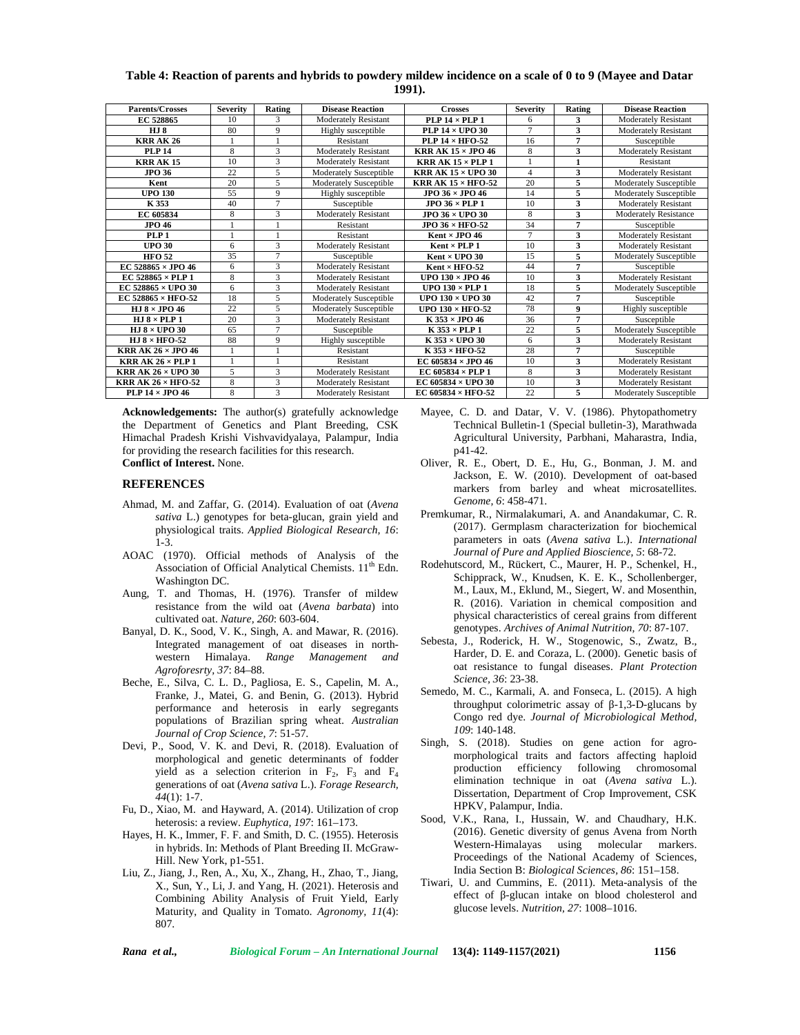**Table 4: Reaction of parents and hybrids to powdery mildew incidence on a scale of 0 to 9 (Mayee and Datar 1991).**

| Parents/Crosses | Severity | Rating | Disease Reaction | Crosses | Severity | Rating | Disease Reaction |
|---|---|---|---|---|---|---|---|
| **EC 528865** | 10 | 3 | Moderately Resistant | **PLP 14 × PLP 1** | 6 | **3** | Moderately Resistant |
| **HJ 8** | 80 | 9 | Highly susceptible | **PLP 14 × UPO 30** | 7 | **3** | Moderately Resistant |
| **KRR AK 26** | 1 | 1 | Resistant | **PLP 14 × HFO-52** | 16 | **7** | Susceptible |
| **PLP 14** | 8 | 3 | Moderately Resistant | **KRR AK 15 × JPO 46** | 8 | **3** | Moderately Resistant |
| **KRR AK 15** | 10 | 3 | Moderately Resistant | **KRR AK 15 × PLP 1** | 1 | **1** | Resistant |
| **JPO 36** | 22 | 5 | Moderately Susceptible | **KRR AK 15 × UPO 30** | 4 | **3** | Moderately Resistant |
| **Kent** | 20 | 5 | Moderately Susceptible | **KRR AK 15 × HFO-52** | 20 | **5** | Moderately Susceptible |
| **UPO 130** | 55 | 9 | Highly susceptible | **JPO 36 × JPO 46** | 14 | **5** | Moderately Susceptible |
| **K 353** | 40 | 7 | Susceptible | **JPO 36 × PLP 1** | 10 | **3** | Moderately Resistant |
| **EC 605834** | 8 | 3 | Moderately Resistant | **JPO 36 × UPO 30** | 8 | **3** | Moderately Resistance |
| **JPO 46** | 1 | 1 | Resistant | **JPO 36 × HFO-52** | 34 | **7** | Susceptible |
| **PLP 1** | 1 | 1 | Resistant | **Kent × JPO 46** | 7 | **3** | Moderately Resistant |
| **UPO 30** | 6 | 3 | Moderately Resistant | **Kent × PLP 1** | 10 | **3** | Moderately Resistant |
| **HFO 52** | 35 | 7 | Susceptible | **Kent × UPO 30** | 15 | **5** | Moderately Susceptible |
| **EC 528865 × JPO 46** | 6 | 3 | Moderately Resistant | **Kent × HFO-52** | 44 | **7** | Susceptible |
| **EC 528865 × PLP 1** | 8 | 3 | Moderately Resistant | **UPO 130 × JPO 46** | 10 | **3** | Moderately Resistant |
| **EC 528865 × UPO 30** | 6 | 3 | Moderately Resistant | **UPO 130 × PLP 1** | 18 | **5** | Moderately Susceptible |
| **EC 528865 × HFO-52** | 18 | 5 | Moderately Susceptible | **UPO 130 × UPO 30** | 42 | **7** | Susceptible |
| **HJ 8 × JPO 46** | 22 | 5 | Moderately Susceptible | **UPO 130 × HFO-52** | 78 | **9** | Highly susceptible |
| **HJ 8 × PLP 1** | 20 | 3 | Moderately Resistant | **K 353 × JPO 46** | 36 | **7** | Susceptible |
| **HJ 8 × UPO 30** | 65 | 7 | Susceptible | **K 353 × PLP 1** | 22 | **5** | Moderately Susceptible |
| **HJ 8 × HFO-52** | 88 | 9 | Highly susceptible | **K 353 × UPO 30** | 6 | **3** | Moderately Resistant |
| **KRR AK 26 × JPO 46** | 1 | 1 | Resistant | **K 353 × HFO-52** | 28 | **7** | Susceptible |
| **KRR AK 26 × PLP 1** | 1 | 1 | Resistant | **EC 605834 × JPO 46** | 10 | **3** | Moderately Resistant |
| **KRR AK 26 × UPO 30** | 5 | 3 | Moderately Resistant | **EC 605834 × PLP 1** | 8 | **3** | Moderately Resistant |
| **KRR AK 26 × HFO-52** | 8 | 3 | Moderately Resistant | **EC 605834 × UPO 30** | 10 | **3** | Moderately Resistant |
| **PLP 14 × JPO 46** | 8 | 3 | Moderately Resistant | **EC 605834 × HFO-52** | 22 | **5** | Moderately Susceptible |

**Acknowledgements:** The author(s) gratefully acknowledge the Department of Genetics and Plant Breeding, CSK Himachal Pradesh Krishi Vishvavidyalaya, Palampur, India for providing the research facilities for this research.

**Conflict of Interest.** None.

## REFERENCES

Ahmad, M. and Zaffar, G. (2014). Evaluation of oat (*Avena sativa* L.) genotypes for beta-glucan, grain yield and physiological traits. *Applied Biological Research, 16*: 1-3.

AOAC (1970). Official methods of Analysis of the Association of Official Analytical Chemists. 11th Edn. Washington DC.

Aung, T. and Thomas, H. (1976). Transfer of mildew resistance from the wild oat (*Avena barbata*) into cultivated oat. *Nature, 260*: 603-604.

Banyal, D. K., Sood, V. K., Singh, A. and Mawar, R. (2016). Integrated management of oat diseases in north-western Himalaya. *Range Management and Agroforesrty, 37*: 84–88.

Beche, E., Silva, C. L. D., Pagliosa, E. S., Capelin, M. A., Franke, J., Matei, G. and Benin, G. (2013). Hybrid performance and heterosis in early segregants populations of Brazilian spring wheat. *Australian Journal of Crop Science, 7*: 51-57.

Devi, P., Sood, V. K. and Devi, R. (2018). Evaluation of morphological and genetic determinants of fodder yield as a selection criterion in $F_2$, $F_3$ and $F_4$ generations of oat (*Avena sativa* L.). *Forage Research, 44*(1): 1-7.

Fu, D., Xiao, M. and Hayward, A. (2014). Utilization of crop heterosis: a review. *Euphytica, 197*: 161–173.

Hayes, H. K., Immer, F. F. and Smith, D. C. (1955). Heterosis in hybrids. In: Methods of Plant Breeding II. McGraw-Hill. New York, p1-551.

Liu, Z., Jiang, J., Ren, A., Xu, X., Zhang, H., Zhao, T., Jiang, X., Sun, Y., Li, J. and Yang, H. (2021). Heterosis and Combining Ability Analysis of Fruit Yield, Early Maturity, and Quality in Tomato. *Agronomy, 11*(4): 807.

Mayee, C. D. and Datar, V. V. (1986). Phytopathometry Technical Bulletin-1 (Special bulletin-3), Marathwada Agricultural University, Parbhani, Maharastra, India, p41-42.

Oliver, R. E., Obert, D. E., Hu, G., Bonman, J. M. and Jackson, E. W. (2010). Development of oat-based markers from barley and wheat microsatellites. *Genome, 6*: 458-471.

Premkumar, R., Nirmalakumari, A. and Anandakumar, C. R. (2017). Germplasm characterization for biochemical parameters in oats (*Avena sativa* L.). *International Journal of Pure and Applied Bioscience, 5*: 68-72.

Rodehutscord, M., Rückert, C., Maurer, H. P., Schenkel, H., Schipprack, W., Knudsen, K. E. K., Schollenberger, M., Laux, M., Eklund, M., Siegert, W. and Mosenthin, R. (2016). Variation in chemical composition and physical characteristics of cereal grains from different genotypes. *Archives of Animal Nutrition, 70*: 87-107.

Sebesta, J., Roderick, H. W., Stogenowic, S., Zwatz, B., Harder, D. E. and Coraza, L. (2000). Genetic basis of oat resistance to fungal diseases. *Plant Protection Science, 36*: 23-38.

Semedo, M. C., Karmali, A. and Fonseca, L. (2015). A high throughput colorimetric assay of β-1,3-D-glucans by Congo red dye. *Journal of Microbiological Method, 109*: 140-148.

Singh, S. (2018). Studies on gene action for agro-morphological traits and factors affecting haploid production efficiency following chromosomal elimination technique in oat (*Avena sativa* L.). Dissertation, Department of Crop Improvement, CSK HPKV, Palampur, India.

Sood, V.K., Rana, I., Hussain, W. and Chaudhary, H.K. (2016). Genetic diversity of genus Avena from North Western-Himalayas using molecular markers. Proceedings of the National Academy of Sciences, India Section B: *Biological Sciences, 86*: 151–158.

Tiwari, U. and Cummins, E. (2011). Meta-analysis of the effect of β-glucan intake on blood cholesterol and glucose levels. *Nutrition, 27*: 1008–1016.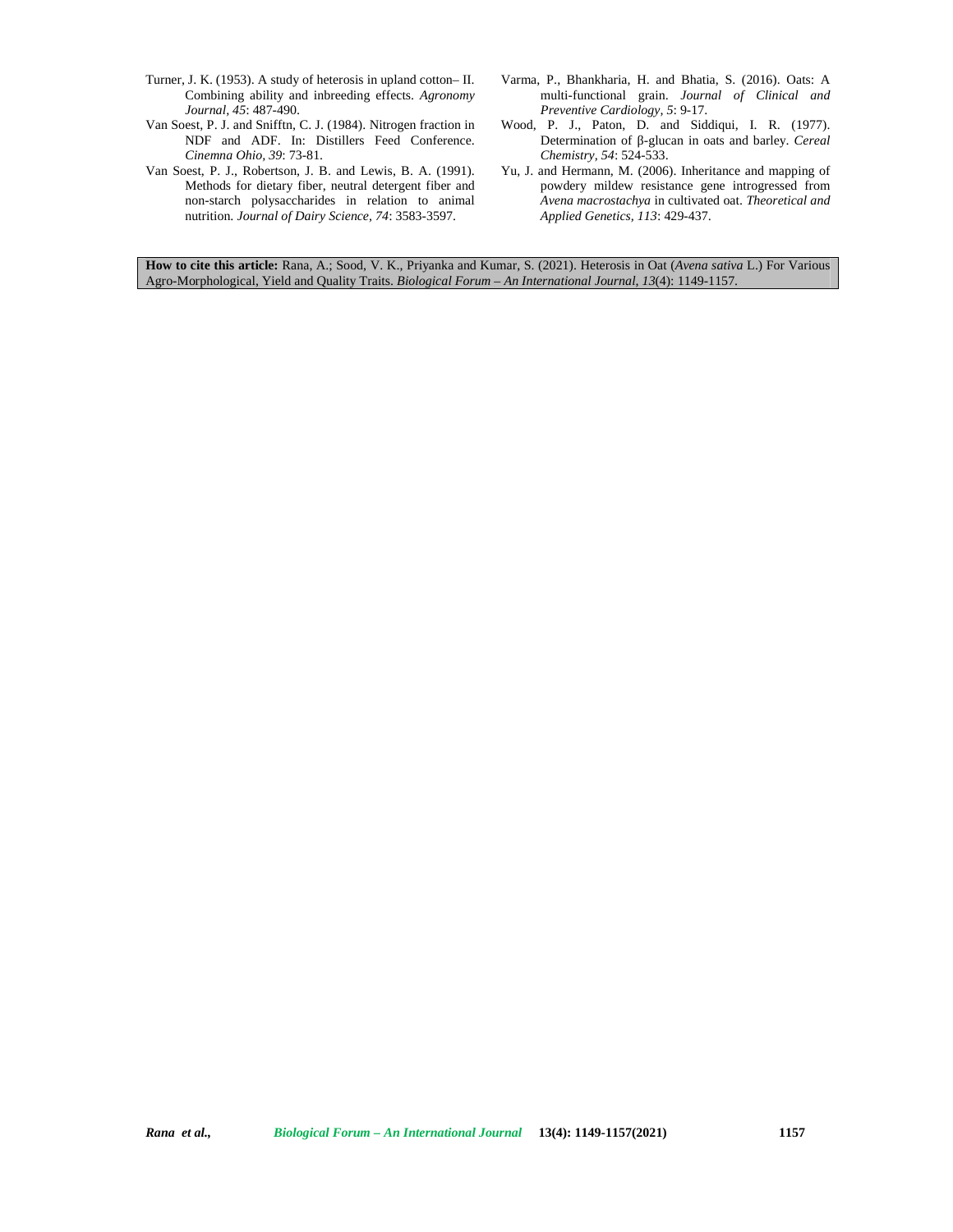Turner, J. K. (1953). A study of heterosis in upland cotton– II. Combining ability and inbreeding effects. *Agronomy Journal*, *45*: 487-490.

Van Soest, P. J. and Snifftn, C. J. (1984). Nitrogen fraction in NDF and ADF. In: Distillers Feed Conference. *Cinemna Ohio*, *39*: 73-81.

Van Soest, P. J., Robertson, J. B. and Lewis, B. A. (1991). Methods for dietary fiber, neutral detergent fiber and non-starch polysaccharides in relation to animal nutrition. *Journal of Dairy Science, 74*: 3583-3597.

Varma, P., Bhankharia, H. and Bhatia, S. (2016). Oats: A multi-functional grain. *Journal of Clinical and Preventive Cardiology, 5*: 9-17.

Wood, P. J., Paton, D. and Siddiqui, I. R. (1977). Determination of β-glucan in oats and barley. *Cereal Chemistry, 54*: 524-533.

Yu, J. and Hermann, M. (2006). Inheritance and mapping of powdery mildew resistance gene introgressed from *Avena macrostachya* in cultivated oat. *Theoretical and Applied Genetics, 113*: 429-437.

**How to cite this article:** Rana, A.; Sood, V. K., Priyanka and Kumar, S. (2021). Heterosis in Oat (*Avena sativa* L.) For Various Agro-Morphological, Yield and Quality Traits. *Biological Forum – An International Journal*, *13*(4): 1149-1157.